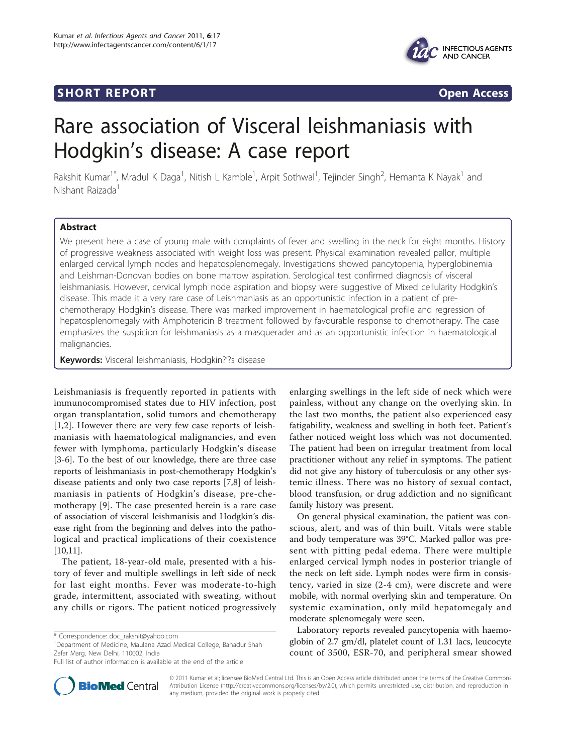SHORT REPORT

Open Access

# Rare association of Visceral leishmaniasis with Hodgkin's disease: A case report

Rakshit Kumar[1*], Mradul K Daga[1], Nitish L Kamble[1], Arpit Sothwal[1], Tejinder Singh[2], Hemanta K Nayak[1] and Nishant Raizada[1]

## Abstract

We present here a case of young male with complaints of fever and swelling in the neck for eight months. History of progressive weakness associated with weight loss was present. Physical examination revealed pallor, multiple enlarged cervical lymph nodes and hepatosplenomegaly. Investigations showed pancytopenia, hyperglobinemia and Leishman-Donovan bodies on bone marrow aspiration. Serological test confirmed diagnosis of visceral leishmaniasis. However, cervical lymph node aspiration and biopsy were suggestive of Mixed cellularity Hodgkin's disease. This made it a very rare case of Leishmaniasis as an opportunistic infection in a patient of pre-chemotherapy Hodgkin's disease. There was marked improvement in haematological profile and regression of hepatosplenomegaly with Amphotericin B treatment followed by favourable response to chemotherapy. The case emphasizes the suspicion for leishmaniasis as a masquerader and as an opportunistic infection in haematological malignancies.

**Keywords:** Visceral leishmaniasis, Hodgkin?'?s disease

Leishmaniasis is frequently reported in patients with immunocompromised states due to HIV infection, post organ transplantation, solid tumors and chemotherapy [1,2]. However there are very few case reports of leishmaniasis with haematological malignancies, and even fewer with lymphoma, particularly Hodgkin's disease [3-6]. To the best of our knowledge, there are three case reports of leishmaniasis in post-chemotherapy Hodgkin's disease patients and only two case reports [7,8] of leishmaniasis in patients of Hodgkin's disease, pre-chemotherapy [9]. The case presented herein is a rare case of association of visceral leishmanisis and Hodgkin's disease right from the beginning and delves into the pathological and practical implications of their coexistence [10,11].

The patient, 18-year-old male, presented with a history of fever and multiple swellings in left side of neck for last eight months. Fever was moderate-to-high grade, intermittent, associated with sweating, without any chills or rigors. The patient noticed progressively enlarging swellings in the left side of neck which were painless, without any change on the overlying skin. In the last two months, the patient also experienced easy fatigability, weakness and swelling in both feet. Patient's father noticed weight loss which was not documented. The patient had been on irregular treatment from local practitioner without any relief in symptoms. The patient did not give any history of tuberculosis or any other systemic illness. There was no history of sexual contact, blood transfusion, or drug addiction and no significant family history was present.

On general physical examination, the patient was conscious, alert, and was of thin built. Vitals were stable and body temperature was 39°C. Marked pallor was present with pitting pedal edema. There were multiple enlarged cervical lymph nodes in posterior triangle of the neck on left side. Lymph nodes were firm in consistency, varied in size (2-4 cm), were discrete and were mobile, with normal overlying skin and temperature. On systemic examination, only mild hepatomegaly and moderate splenomegaly were seen.

Laboratory reports revealed pancytopenia with haemoglobin of 2.7 gm/dl, platelet count of 1.31 lacs, leucocyte count of 3500, ESR-70, and peripheral smear showed

\* Correspondence: doc_rakshit@yahoo.com

[1]Department of Medicine, Maulana Azad Medical College, Bahadur Shah Zafar Marg, New Delhi, 110002, India

Full list of author information is available at the end of the article

© 2011 Kumar et al; licensee BioMed Central Ltd. This is an Open Access article distributed under the terms of the Creative Commons Attribution License (http://creativecommons.org/licenses/by/2.0), which permits unrestricted use, distribution, and reproduction in any medium, provided the original work is properly cited.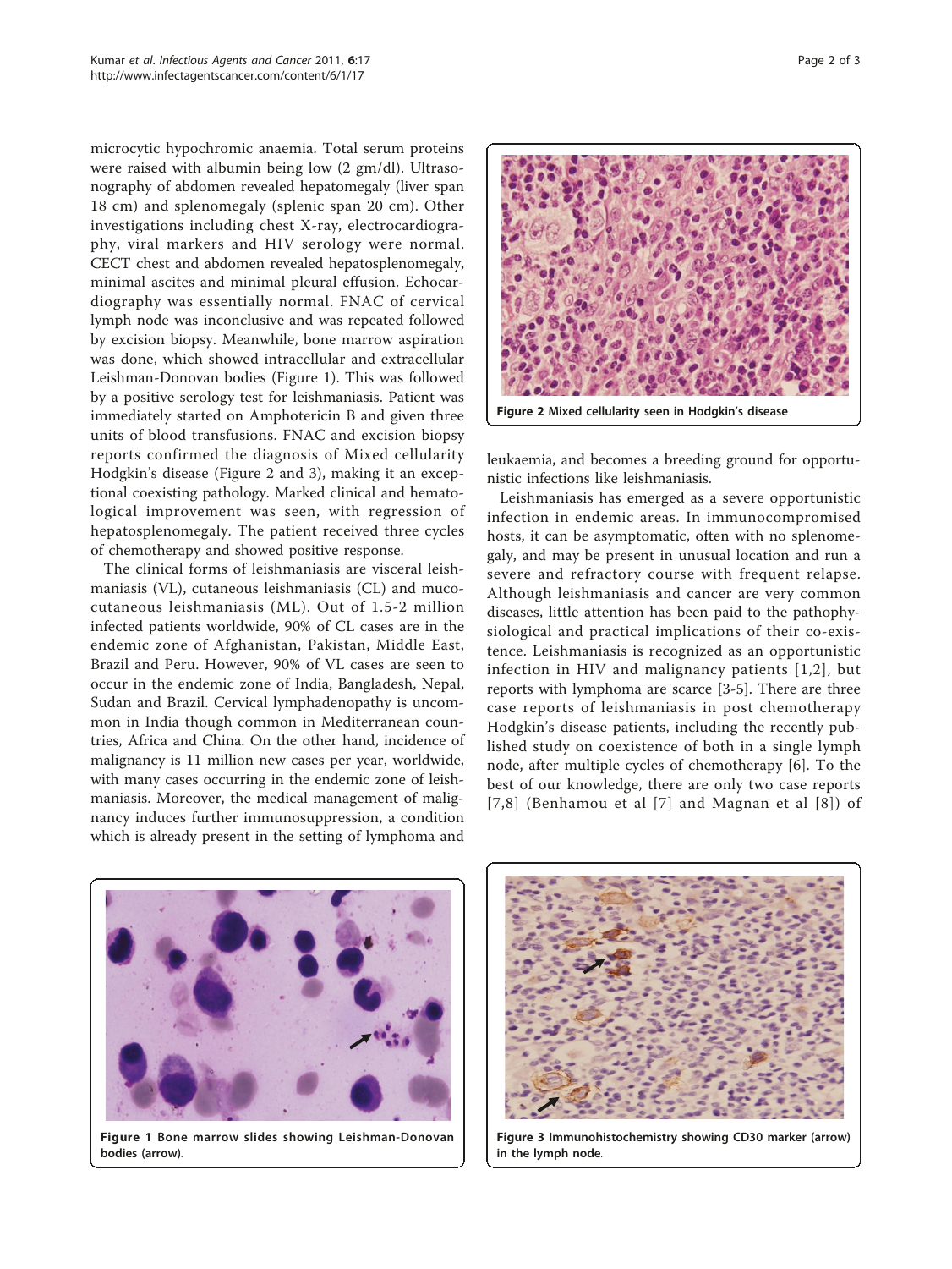microcytic hypochromic anaemia. Total serum proteins were raised with albumin being low (2 gm/dl). Ultrasonography of abdomen revealed hepatomegaly (liver span 18 cm) and splenomegaly (splenic span 20 cm). Other investigations including chest X-ray, electrocardiography, viral markers and HIV serology were normal. CECT chest and abdomen revealed hepatosplenomegaly, minimal ascites and minimal pleural effusion. Echocardiography was essentially normal. FNAC of cervical lymph node was inconclusive and was repeated followed by excision biopsy. Meanwhile, bone marrow aspiration was done, which showed intracellular and extracellular Leishman-Donovan bodies (Figure 1). This was followed by a positive serology test for leishmaniasis. Patient was immediately started on Amphotericin B and given three units of blood transfusions. FNAC and excision biopsy reports confirmed the diagnosis of Mixed cellularity Hodgkin's disease (Figure 2 and 3), making it an exceptional coexisting pathology. Marked clinical and hematological improvement was seen, with regression of hepatosplenomegaly. The patient received three cycles of chemotherapy and showed positive response.

The clinical forms of leishmaniasis are visceral leishmaniasis (VL), cutaneous leishmaniasis (CL) and mucocutaneous leishmaniasis (ML). Out of 1.5-2 million infected patients worldwide, 90% of CL cases are in the endemic zone of Afghanistan, Pakistan, Middle East, Brazil and Peru. However, 90% of VL cases are seen to occur in the endemic zone of India, Bangladesh, Nepal, Sudan and Brazil. Cervical lymphadenopathy is uncommon in India though common in Mediterranean countries, Africa and China. On the other hand, incidence of malignancy is 11 million new cases per year, worldwide, with many cases occurring in the endemic zone of leishmaniasis. Moreover, the medical management of malignancy induces further immunosuppression, a condition which is already present in the setting of lymphoma and leukaemia, and becomes a breeding ground for opportunistic infections like leishmaniasis.

Leishmaniasis has emerged as a severe opportunistic infection in endemic areas. In immunocompromised hosts, it can be asymptomatic, often with no splenomegaly, and may be present in unusual location and run a severe and refractory course with frequent relapse. Although leishmaniasis and cancer are very common diseases, little attention has been paid to the pathophysiological and practical implications of their co-existence. Leishmaniasis is recognized as an opportunistic infection in HIV and malignancy patients [1,2], but reports with lymphoma are scarce [3-5]. There are three case reports of leishmaniasis in post chemotherapy Hodgkin's disease patients, including the recently published study on coexistence of both in a single lymph node, after multiple cycles of chemotherapy [6]. To the best of our knowledge, there are only two case reports [7,8] (Benhamou et al [7] and Magnan et al [8]) of

**Figure 1** Bone marrow slides showing Leishman-Donovan bodies (arrow).

**Figure 2** Mixed cellularity seen in Hodgkin's disease.

**Figure 3** Immunohistochemistry showing CD30 marker (arrow) in the lymph node.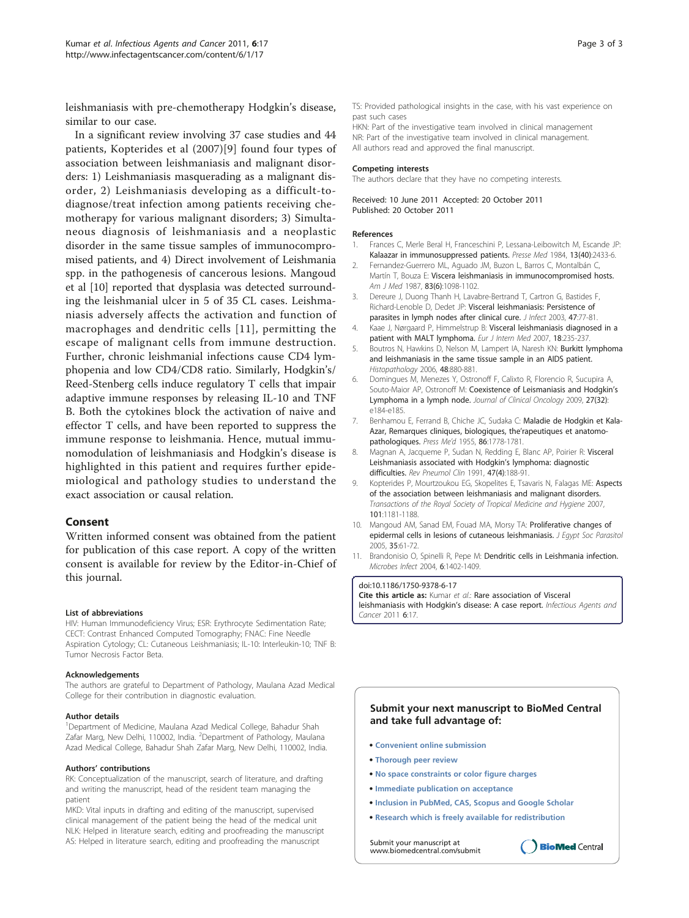leishmaniasis with pre-chemotherapy Hodgkin's disease, similar to our case.

In a significant review involving 37 case studies and 44 patients, Kopterides et al (2007)[9] found four types of association between leishmaniasis and malignant disorders: 1) Leishmaniasis masquerading as a malignant disorder, 2) Leishmaniasis developing as a difficult-to-diagnose/treat infection among patients receiving chemotherapy for various malignant disorders; 3) Simultaneous diagnosis of leishmaniasis and a neoplastic disorder in the same tissue samples of immunocompromised patients, and 4) Direct involvement of Leishmania spp. in the pathogenesis of cancerous lesions. Mangoud et al [10] reported that dysplasia was detected surrounding the leishmanial ulcer in 5 of 35 CL cases. Leishmaniasis adversely affects the activation and function of macrophages and dendritic cells [11], permitting the escape of malignant cells from immune destruction. Further, chronic leishmanial infections cause CD4 lymphopenia and low CD4/CD8 ratio. Similarly, Hodgkin's/Reed-Stenberg cells induce regulatory T cells that impair adaptive immune responses by releasing IL-10 and TNF B. Both the cytokines block the activation of naive and effector T cells, and have been reported to suppress the immune response to leishmania. Hence, mutual immunomodulation of leishmaniasis and Hodgkin's disease is highlighted in this patient and requires further epidemiological and pathology studies to understand the exact association or causal relation.

## Consent

Written informed consent was obtained from the patient for publication of this case report. A copy of the written consent is available for review by the Editor-in-Chief of this journal.

#### List of abbreviations

HIV: Human Immunodeficiency Virus; ESR: Erythrocyte Sedimentation Rate; CECT: Contrast Enhanced Computed Tomography; FNAC: Fine Needle Aspiration Cytology; CL: Cutaneous Leishmaniasis; IL-10: Interleukin-10; TNF B: Tumor Necrosis Factor Beta.

#### Acknowledgements

The authors are grateful to Department of Pathology, Maulana Azad Medical College for their contribution in diagnostic evaluation.

#### Author details

[1]Department of Medicine, Maulana Azad Medical College, Bahadur Shah Zafar Marg, New Delhi, 110002, India. [2]Department of Pathology, Maulana Azad Medical College, Bahadur Shah Zafar Marg, New Delhi, 110002, India.

#### Authors' contributions

RK: Conceptualization of the manuscript, search of literature, and drafting and writing the manuscript, head of the resident team managing the patient

MKD: Vital inputs in drafting and editing of the manuscript, supervised clinical management of the patient being the head of the medical unit

NLK: Helped in literature search, editing and proofreading the manuscript

AS: Helped in literature search, editing and proofreading the manuscript

TS: Provided pathological insights in the case, with his vast experience on past such cases

HKN: Part of the investigative team involved in clinical management

NR: Part of the investigative team involved in clinical management.

All authors read and approved the final manuscript.

#### Competing interests

The authors declare that they have no competing interests.

Received: 10 June 2011 Accepted: 20 October 2011
Published: 20 October 2011

#### References

1. Frances C, Merle Beral H, Franceschini P, Lessana-Leibowitch M, Escande JP: **Kalaazar in immunosuppressed patients.** *Presse Med* 1984, **13(40)**:2433-6.
2. Fernandez-Guerrero ML, Aguado JM, Buzon L, Barros C, Montalbán C, Martín T, Bouza E: **Viscera leishmaniasis in immunocompromised hosts.** *Am J Med* 1987, **83(6)**:1098-1102.
3. Dereure J, Duong Thanh H, Lavabre-Bertrand T, Cartron G, Bastides F, Richard-Lenoble D, Dedet JP: **Visceral leishmaniasis: Persistence of parasites in lymph nodes after clinical cure.** *J Infect* 2003, **47**:77-81.
4. Kaae J, Nørgaard P, Himmelstrup B: **Visceral leishmaniasis diagnosed in a patient with MALT lymphoma.** *Eur J Intern Med* 2007, **18**:235-237.
5. Boutros N, Hawkins D, Nelson M, Lampert IA, Naresh KN: **Burkitt lymphoma and leishmaniasis in the same tissue sample in an AIDS patient.** *Histopathology* 2006, **48**:880-881.
6. Domingues M, Menezes Y, Ostronoff F, Calixto R, Florencio R, Sucupira A, Souto-Maior AP, Ostronoff M: **Coexistence of Leismaniasis and Hodgkin's Lymphoma in a lymph node.** *Journal of Clinical Oncology* 2009, **27(32)**: e184-e185.
7. Benhamou E, Ferrand B, Chiche JC, Sudaka C: **Maladie de Hodgkin et Kala-Azar, Remarques cliniques, biologiques, the'rapeutiques et anatomo-pathologiques.** *Press Me'd* 1955, **86**:1778-1781.
8. Magnan A, Jacqueme P, Sudan N, Redding E, Blanc AP, Poirier R: **Visceral Leishmaniasis associated with Hodgkin's lymphoma: diagnostic difficulties.** *Rev Pneumol Clin* 1991, **47(4)**:188-91.
9. Kopterides P, Mourtzoukou EG, Skopelites E, Tsavaris N, Falagas ME: **Aspects of the association between leishmaniasis and malignant disorders.** *Transactions of the Royal Society of Tropical Medicine and Hygiene* 2007, **101**:1181-1188.
10. Mangoud AM, Sanad EM, Fouad MA, Morsy TA: **Proliferative changes of epidermal cells in lesions of cutaneous leishmaniasis.** *J Egypt Soc Parasitol* 2005, **35**:61-72.
11. Brandonisio O, Spinelli R, Pepe M: **Dendritic cells in Leishmania infection.** *Microbes Infect* 2004, **6**:1402-1409.

doi:10.1186/1750-9378-6-17

**Cite this article as:** Kumar *et al.*: Rare association of Visceral leishmaniasis with Hodgkin's disease: A case report. *Infectious Agents and Cancer* 2011 **6**:17.

**Submit your next manuscript to BioMed Central and take full advantage of:**

- Convenient online submission
- Thorough peer review
- No space constraints or color figure charges
- Immediate publication on acceptance
- Inclusion in PubMed, CAS, Scopus and Google Scholar
- Research which is freely available for redistribution

Submit your manuscript at
www.biomedcentral.com/submit

BioMed Central